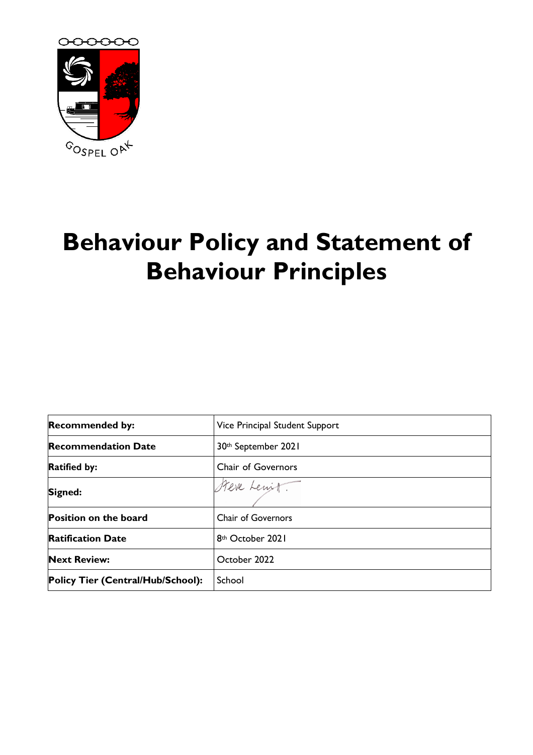GOSPEL OAK

# Behaviour Policy and Statement of Behaviour Principles

| | |
|---|---|
| **Recommended by:** | Vice Principal Student Support |
| **Recommendation Date** | 30th September 2021 |
| **Ratified by:** | Chair of Governors |
| **Signed:** | Steve Lewitt. |
| **Position on the board** | Chair of Governors |
| **Ratification Date** | 8th October 2021 |
| **Next Review:** | October 2022 |
| **Policy Tier (Central/Hub/School):** | School |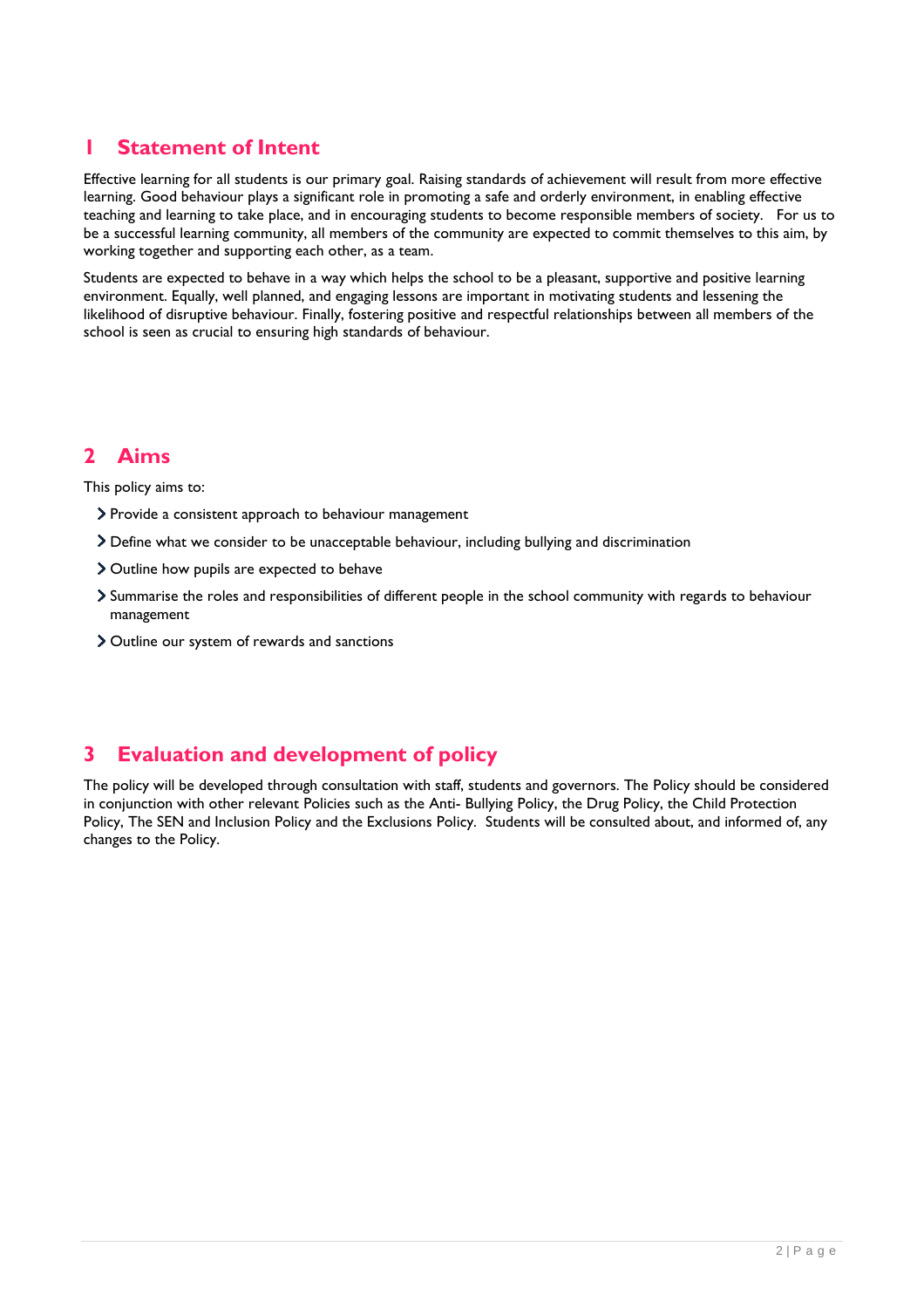## 1 Statement of Intent

Effective learning for all students is our primary goal. Raising standards of achievement will result from more effective learning. Good behaviour plays a significant role in promoting a safe and orderly environment, in enabling effective teaching and learning to take place, and in encouraging students to become responsible members of society. For us to be a successful learning community, all members of the community are expected to commit themselves to this aim, by working together and supporting each other, as a team.

Students are expected to behave in a way which helps the school to be a pleasant, supportive and positive learning environment. Equally, well planned, and engaging lessons are important in motivating students and lessening the likelihood of disruptive behaviour. Finally, fostering positive and respectful relationships between all members of the school is seen as crucial to ensuring high standards of behaviour.

## 2 Aims

This policy aims to:

- Provide a consistent approach to behaviour management
- Define what we consider to be unacceptable behaviour, including bullying and discrimination
- Outline how pupils are expected to behave
- Summarise the roles and responsibilities of different people in the school community with regards to behaviour management
- Outline our system of rewards and sanctions

## 3 Evaluation and development of policy

The policy will be developed through consultation with staff, students and governors. The Policy should be considered in conjunction with other relevant Policies such as the Anti- Bullying Policy, the Drug Policy, the Child Protection Policy, The SEN and Inclusion Policy and the Exclusions Policy. Students will be consulted about, and informed of, any changes to the Policy.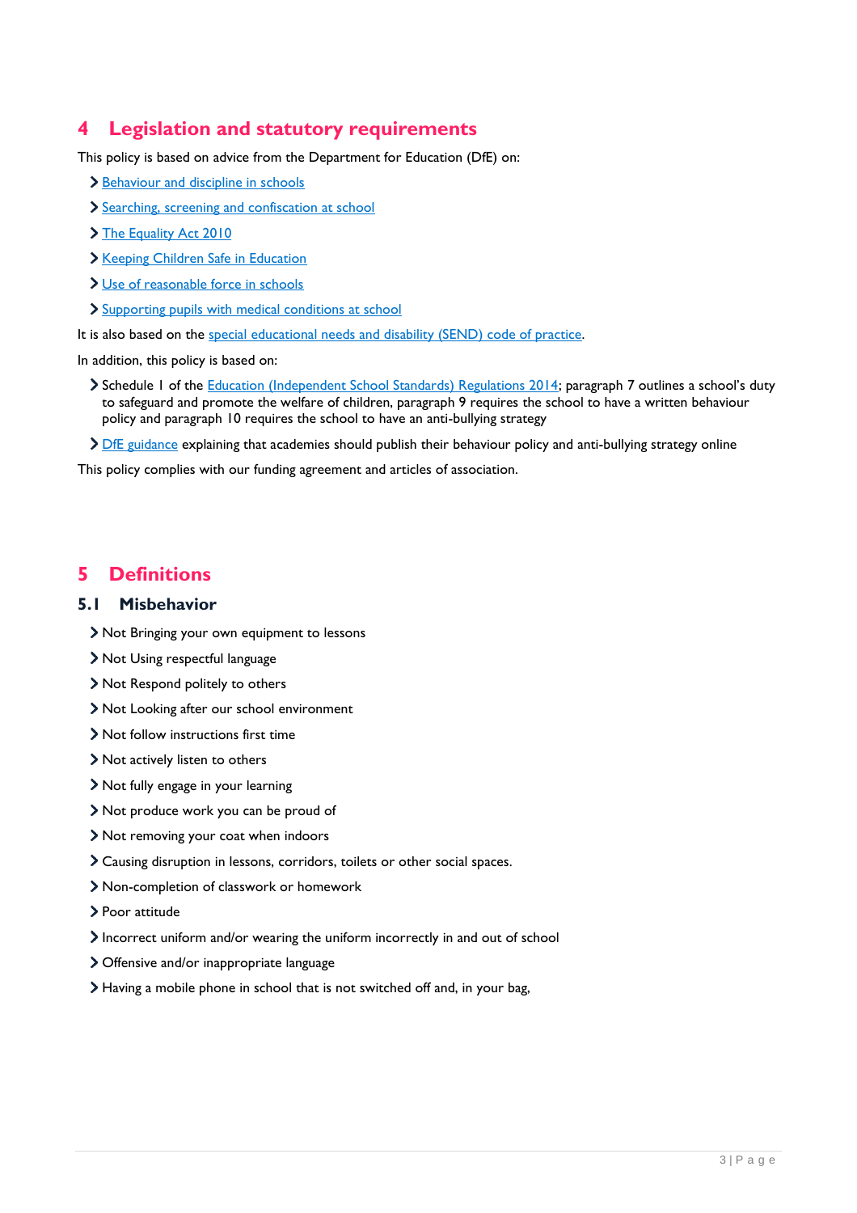## 4 Legislation and statutory requirements

This policy is based on advice from the Department for Education (DfE) on:

- Behaviour and discipline in schools
- Searching, screening and confiscation at school
- The Equality Act 2010
- Keeping Children Safe in Education
- Use of reasonable force in schools
- Supporting pupils with medical conditions at school

It is also based on the special educational needs and disability (SEND) code of practice.

In addition, this policy is based on:

- Schedule 1 of the Education (Independent School Standards) Regulations 2014; paragraph 7 outlines a school's duty to safeguard and promote the welfare of children, paragraph 9 requires the school to have a written behaviour policy and paragraph 10 requires the school to have an anti-bullying strategy
- DfE guidance explaining that academies should publish their behaviour policy and anti-bullying strategy online

This policy complies with our funding agreement and articles of association.

## 5 Definitions

### 5.1 Misbehavior

- Not Bringing your own equipment to lessons
- Not Using respectful language
- Not Respond politely to others
- Not Looking after our school environment
- Not follow instructions first time
- Not actively listen to others
- Not fully engage in your learning
- Not produce work you can be proud of
- Not removing your coat when indoors
- Causing disruption in lessons, corridors, toilets or other social spaces.
- Non-completion of classwork or homework
- Poor attitude
- Incorrect uniform and/or wearing the uniform incorrectly in and out of school
- Offensive and/or inappropriate language
- Having a mobile phone in school that is not switched off and, in your bag,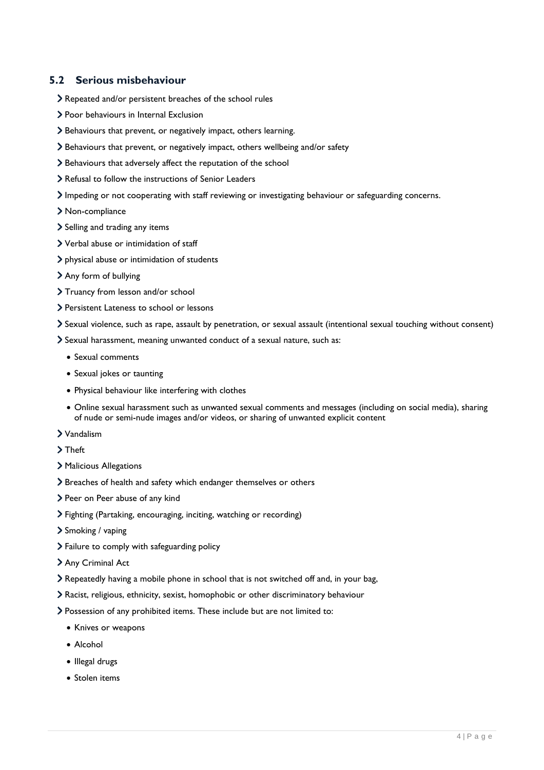## 5.2 Serious misbehaviour

- Repeated and/or persistent breaches of the school rules
- Poor behaviours in Internal Exclusion
- Behaviours that prevent, or negatively impact, others learning.
- Behaviours that prevent, or negatively impact, others wellbeing and/or safety
- Behaviours that adversely affect the reputation of the school
- Refusal to follow the instructions of Senior Leaders
- Impeding or not cooperating with staff reviewing or investigating behaviour or safeguarding concerns.
- Non-compliance
- Selling and trading any items
- Verbal abuse or intimidation of staff
- physical abuse or intimidation of students
- Any form of bullying
- Truancy from lesson and/or school
- Persistent Lateness to school or lessons
- Sexual violence, such as rape, assault by penetration, or sexual assault (intentional sexual touching without consent)
- Sexual harassment, meaning unwanted conduct of a sexual nature, such as:
  - Sexual comments
  - Sexual jokes or taunting
  - Physical behaviour like interfering with clothes
  - Online sexual harassment such as unwanted sexual comments and messages (including on social media), sharing of nude or semi-nude images and/or videos, or sharing of unwanted explicit content
- Vandalism
- Theft
- Malicious Allegations
- Breaches of health and safety which endanger themselves or others
- Peer on Peer abuse of any kind
- Fighting (Partaking, encouraging, inciting, watching or recording)
- Smoking / vaping
- Failure to comply with safeguarding policy
- Any Criminal Act
- Repeatedly having a mobile phone in school that is not switched off and, in your bag,
- Racist, religious, ethnicity, sexist, homophobic or other discriminatory behaviour
- Possession of any prohibited items. These include but are not limited to:
  - Knives or weapons
  - Alcohol
  - Illegal drugs
  - Stolen items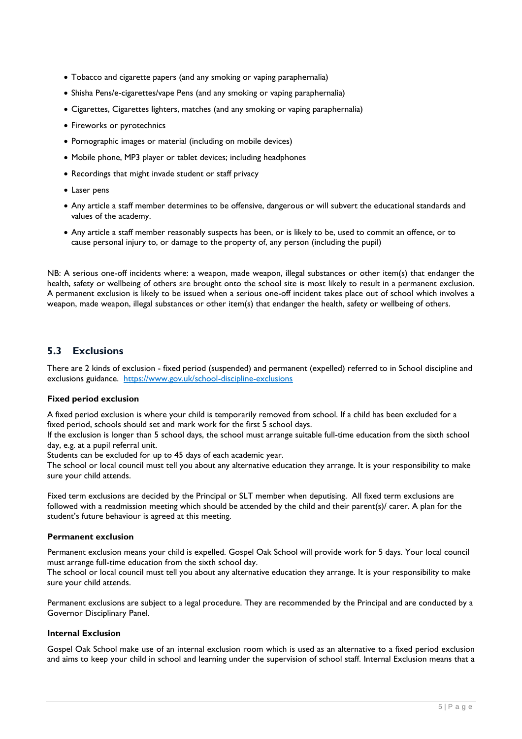- Tobacco and cigarette papers (and any smoking or vaping paraphernalia)
- Shisha Pens/e-cigarettes/vape Pens (and any smoking or vaping paraphernalia)
- Cigarettes, Cigarettes lighters, matches (and any smoking or vaping paraphernalia)
- Fireworks or pyrotechnics
- Pornographic images or material (including on mobile devices)
- Mobile phone, MP3 player or tablet devices; including headphones
- Recordings that might invade student or staff privacy
- Laser pens
- Any article a staff member determines to be offensive, dangerous or will subvert the educational standards and values of the academy.
- Any article a staff member reasonably suspects has been, or is likely to be, used to commit an offence, or to cause personal injury to, or damage to the property of, any person (including the pupil)

NB: A serious one-off incidents where: a weapon, made weapon, illegal substances or other item(s) that endanger the health, safety or wellbeing of others are brought onto the school site is most likely to result in a permanent exclusion. A permanent exclusion is likely to be issued when a serious one-off incident takes place out of school which involves a weapon, made weapon, illegal substances or other item(s) that endanger the health, safety or wellbeing of others.

## 5.3 Exclusions

There are 2 kinds of exclusion - fixed period (suspended) and permanent (expelled) referred to in School discipline and exclusions guidance. [https://www.gov.uk/school-discipline-exclusions](https://www.gov.uk/school-discipline-exclusions)

### Fixed period exclusion

A fixed period exclusion is where your child is temporarily removed from school. If a child has been excluded for a fixed period, schools should set and mark work for the first 5 school days.
If the exclusion is longer than 5 school days, the school must arrange suitable full-time education from the sixth school day, e.g. at a pupil referral unit.
Students can be excluded for up to 45 days of each academic year.
The school or local council must tell you about any alternative education they arrange. It is your responsibility to make sure your child attends.

Fixed term exclusions are decided by the Principal or SLT member when deputising. All fixed term exclusions are followed with a readmission meeting which should be attended by the child and their parent(s)/ carer. A plan for the student's future behaviour is agreed at this meeting.

### Permanent exclusion

Permanent exclusion means your child is expelled. Gospel Oak School will provide work for 5 days. Your local council must arrange full-time education from the sixth school day.
The school or local council must tell you about any alternative education they arrange. It is your responsibility to make sure your child attends.

Permanent exclusions are subject to a legal procedure. They are recommended by the Principal and are conducted by a Governor Disciplinary Panel.

### Internal Exclusion

Gospel Oak School make use of an internal exclusion room which is used as an alternative to a fixed period exclusion and aims to keep your child in school and learning under the supervision of school staff. Internal Exclusion means that a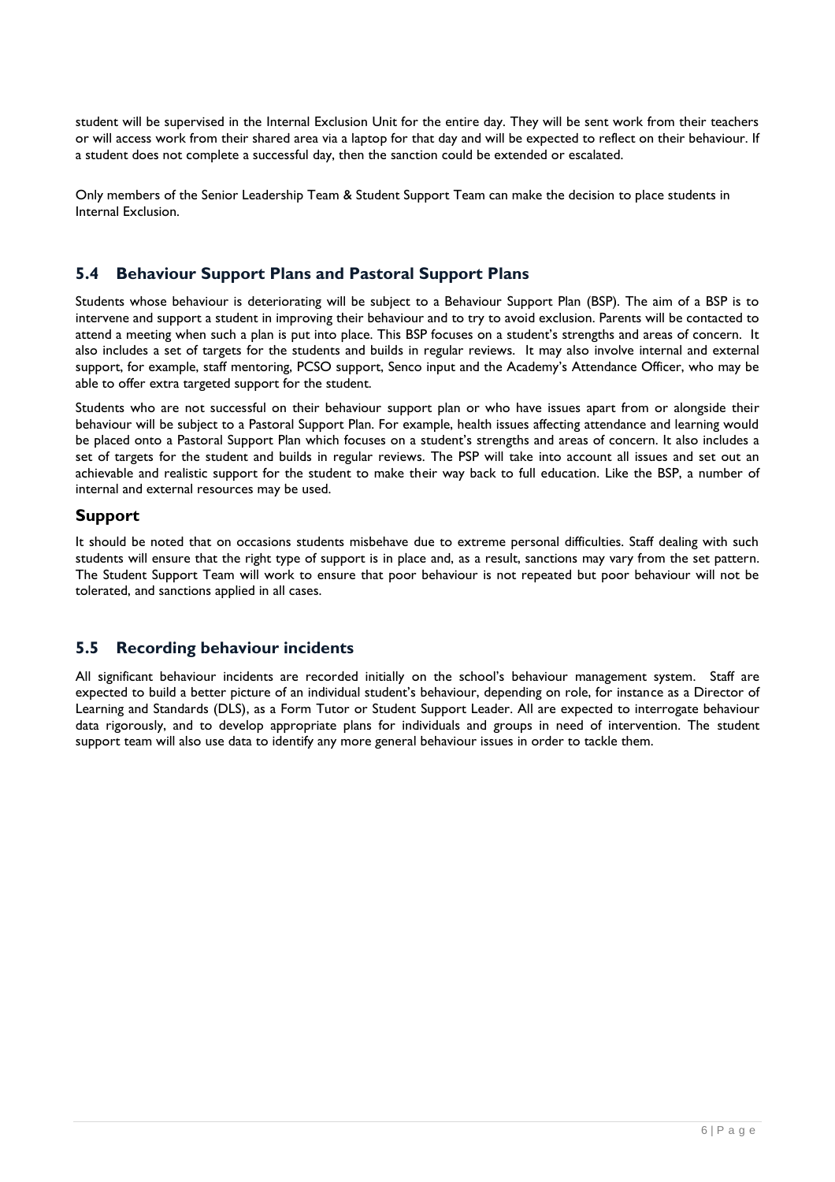student will be supervised in the Internal Exclusion Unit for the entire day. They will be sent work from their teachers or will access work from their shared area via a laptop for that day and will be expected to reflect on their behaviour. If a student does not complete a successful day, then the sanction could be extended or escalated.

Only members of the Senior Leadership Team & Student Support Team can make the decision to place students in Internal Exclusion.

## 5.4 Behaviour Support Plans and Pastoral Support Plans

Students whose behaviour is deteriorating will be subject to a Behaviour Support Plan (BSP). The aim of a BSP is to intervene and support a student in improving their behaviour and to try to avoid exclusion. Parents will be contacted to attend a meeting when such a plan is put into place. This BSP focuses on a student's strengths and areas of concern. It also includes a set of targets for the students and builds in regular reviews. It may also involve internal and external support, for example, staff mentoring, PCSO support, Senco input and the Academy's Attendance Officer, who may be able to offer extra targeted support for the student.

Students who are not successful on their behaviour support plan or who have issues apart from or alongside their behaviour will be subject to a Pastoral Support Plan. For example, health issues affecting attendance and learning would be placed onto a Pastoral Support Plan which focuses on a student's strengths and areas of concern. It also includes a set of targets for the student and builds in regular reviews. The PSP will take into account all issues and set out an achievable and realistic support for the student to make their way back to full education. Like the BSP, a number of internal and external resources may be used.

### Support

It should be noted that on occasions students misbehave due to extreme personal difficulties. Staff dealing with such students will ensure that the right type of support is in place and, as a result, sanctions may vary from the set pattern. The Student Support Team will work to ensure that poor behaviour is not repeated but poor behaviour will not be tolerated, and sanctions applied in all cases.

## 5.5 Recording behaviour incidents

All significant behaviour incidents are recorded initially on the school's behaviour management system. Staff are expected to build a better picture of an individual student's behaviour, depending on role, for instance as a Director of Learning and Standards (DLS), as a Form Tutor or Student Support Leader. All are expected to interrogate behaviour data rigorously, and to develop appropriate plans for individuals and groups in need of intervention. The student support team will also use data to identify any more general behaviour issues in order to tackle them.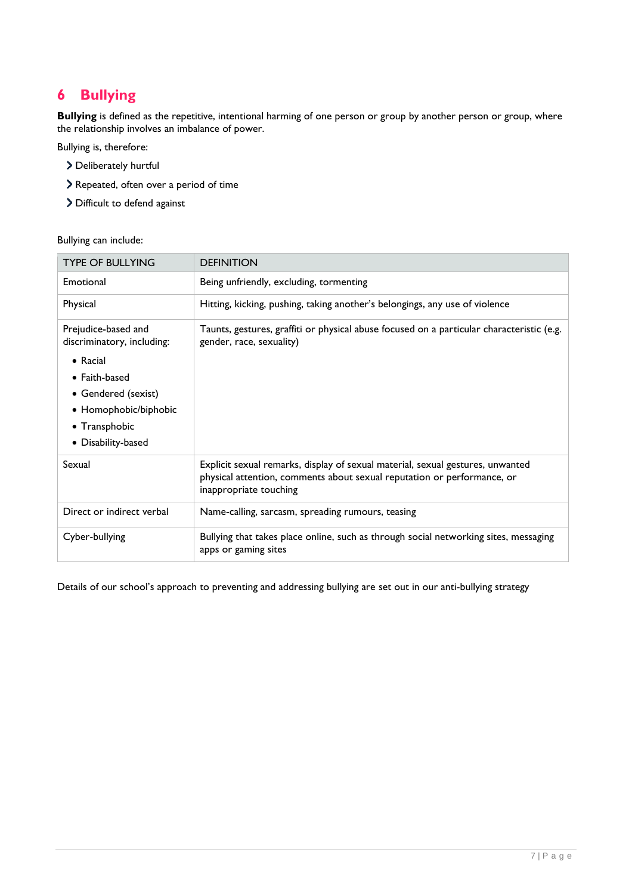# 6 Bullying

**Bullying** is defined as the repetitive, intentional harming of one person or group by another person or group, where the relationship involves an imbalance of power.

Bullying is, therefore:

- Deliberately hurtful
- Repeated, often over a period of time
- Difficult to defend against

Bullying can include:

| TYPE OF BULLYING | DEFINITION |
|---|---|
| Emotional | Being unfriendly, excluding, tormenting |
| Physical | Hitting, kicking, pushing, taking another's belongings, any use of violence |
| Prejudice-based and discriminatory, including:<br>• Racial<br>• Faith-based<br>• Gendered (sexist)<br>• Homophobic/biphobic<br>• Transphobic<br>• Disability-based | Taunts, gestures, graffiti or physical abuse focused on a particular characteristic (e.g. gender, race, sexuality) |
| Sexual | Explicit sexual remarks, display of sexual material, sexual gestures, unwanted physical attention, comments about sexual reputation or performance, or inappropriate touching |
| Direct or indirect verbal | Name-calling, sarcasm, spreading rumours, teasing |
| Cyber-bullying | Bullying that takes place online, such as through social networking sites, messaging apps or gaming sites |

Details of our school's approach to preventing and addressing bullying are set out in our anti-bullying strategy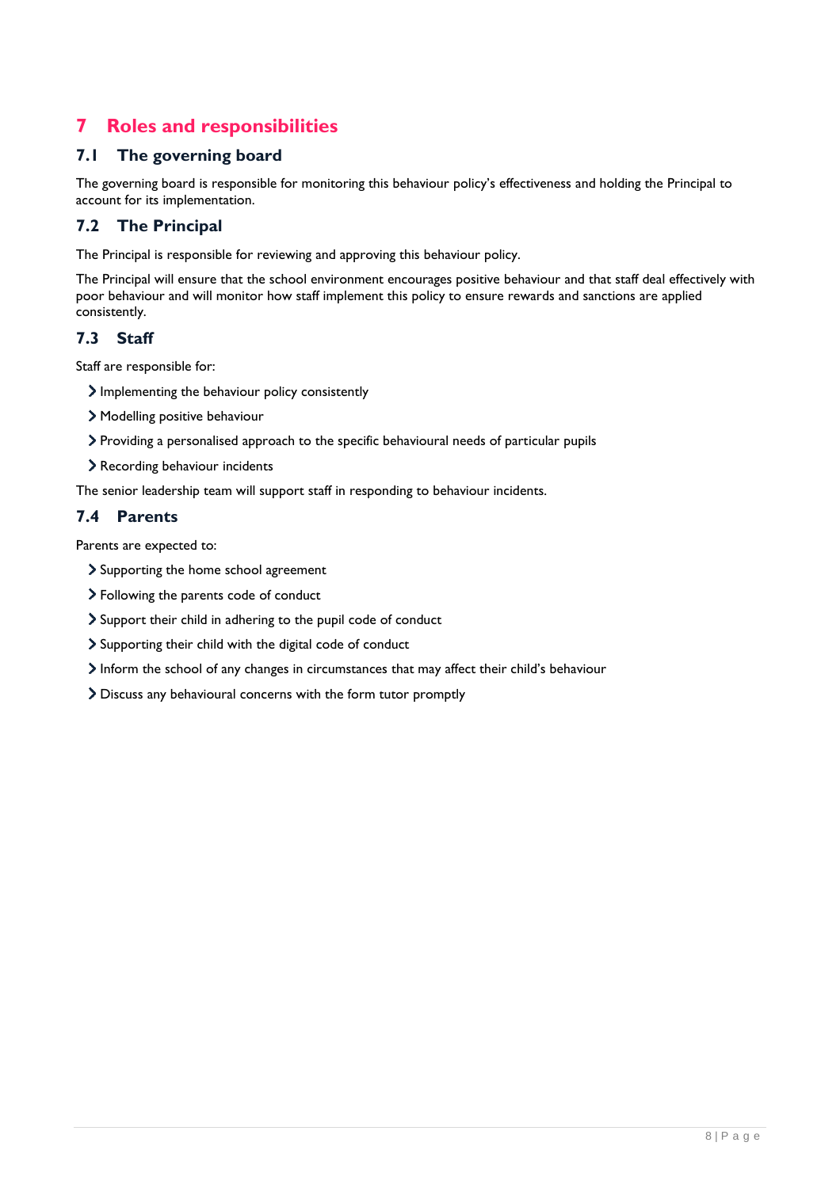# 7 Roles and responsibilities

## 7.1 The governing board

The governing board is responsible for monitoring this behaviour policy's effectiveness and holding the Principal to account for its implementation.

## 7.2 The Principal

The Principal is responsible for reviewing and approving this behaviour policy.

The Principal will ensure that the school environment encourages positive behaviour and that staff deal effectively with poor behaviour and will monitor how staff implement this policy to ensure rewards and sanctions are applied consistently.

## 7.3 Staff

Staff are responsible for:

- Implementing the behaviour policy consistently
- Modelling positive behaviour
- Providing a personalised approach to the specific behavioural needs of particular pupils
- Recording behaviour incidents

The senior leadership team will support staff in responding to behaviour incidents.

## 7.4 Parents

Parents are expected to:

- Supporting the home school agreement
- Following the parents code of conduct
- Support their child in adhering to the pupil code of conduct
- Supporting their child with the digital code of conduct
- Inform the school of any changes in circumstances that may affect their child's behaviour
- Discuss any behavioural concerns with the form tutor promptly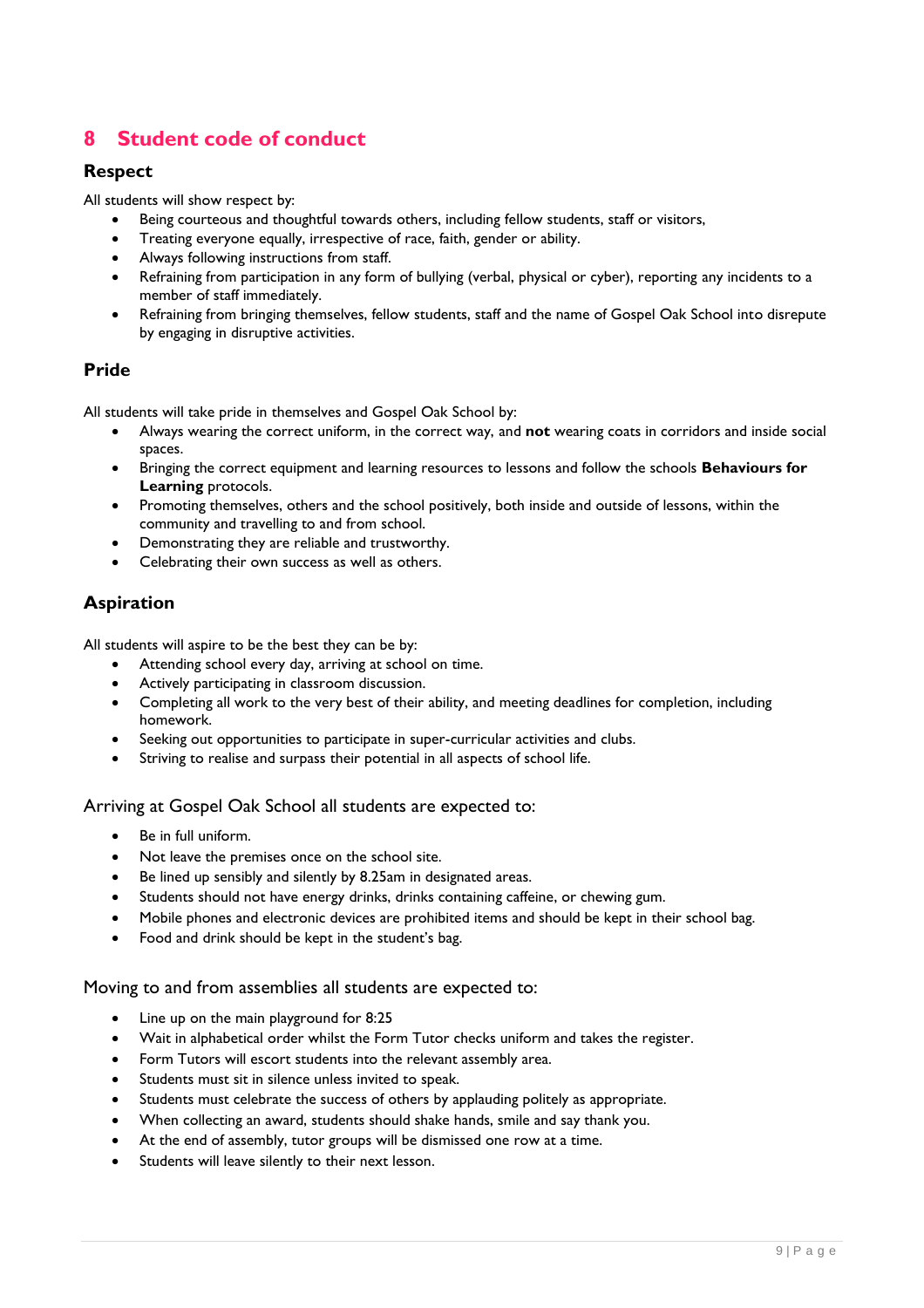# 8 Student code of conduct

## Respect

All students will show respect by:

- Being courteous and thoughtful towards others, including fellow students, staff or visitors,
- Treating everyone equally, irrespective of race, faith, gender or ability.
- Always following instructions from staff.
- Refraining from participation in any form of bullying (verbal, physical or cyber), reporting any incidents to a member of staff immediately.
- Refraining from bringing themselves, fellow students, staff and the name of Gospel Oak School into disrepute by engaging in disruptive activities.

## Pride

All students will take pride in themselves and Gospel Oak School by:

- Always wearing the correct uniform, in the correct way, and **not** wearing coats in corridors and inside social spaces.
- Bringing the correct equipment and learning resources to lessons and follow the schools **Behaviours for Learning** protocols.
- Promoting themselves, others and the school positively, both inside and outside of lessons, within the community and travelling to and from school.
- Demonstrating they are reliable and trustworthy.
- Celebrating their own success as well as others.

## Aspiration

All students will aspire to be the best they can be by:

- Attending school every day, arriving at school on time.
- Actively participating in classroom discussion.
- Completing all work to the very best of their ability, and meeting deadlines for completion, including homework.
- Seeking out opportunities to participate in super-curricular activities and clubs.
- Striving to realise and surpass their potential in all aspects of school life.

### Arriving at Gospel Oak School all students are expected to:

- Be in full uniform.
- Not leave the premises once on the school site.
- Be lined up sensibly and silently by 8.25am in designated areas.
- Students should not have energy drinks, drinks containing caffeine, or chewing gum.
- Mobile phones and electronic devices are prohibited items and should be kept in their school bag.
- Food and drink should be kept in the student's bag.

### Moving to and from assemblies all students are expected to:

- Line up on the main playground for 8:25
- Wait in alphabetical order whilst the Form Tutor checks uniform and takes the register.
- Form Tutors will escort students into the relevant assembly area.
- Students must sit in silence unless invited to speak.
- Students must celebrate the success of others by applauding politely as appropriate.
- When collecting an award, students should shake hands, smile and say thank you.
- At the end of assembly, tutor groups will be dismissed one row at a time.
- Students will leave silently to their next lesson.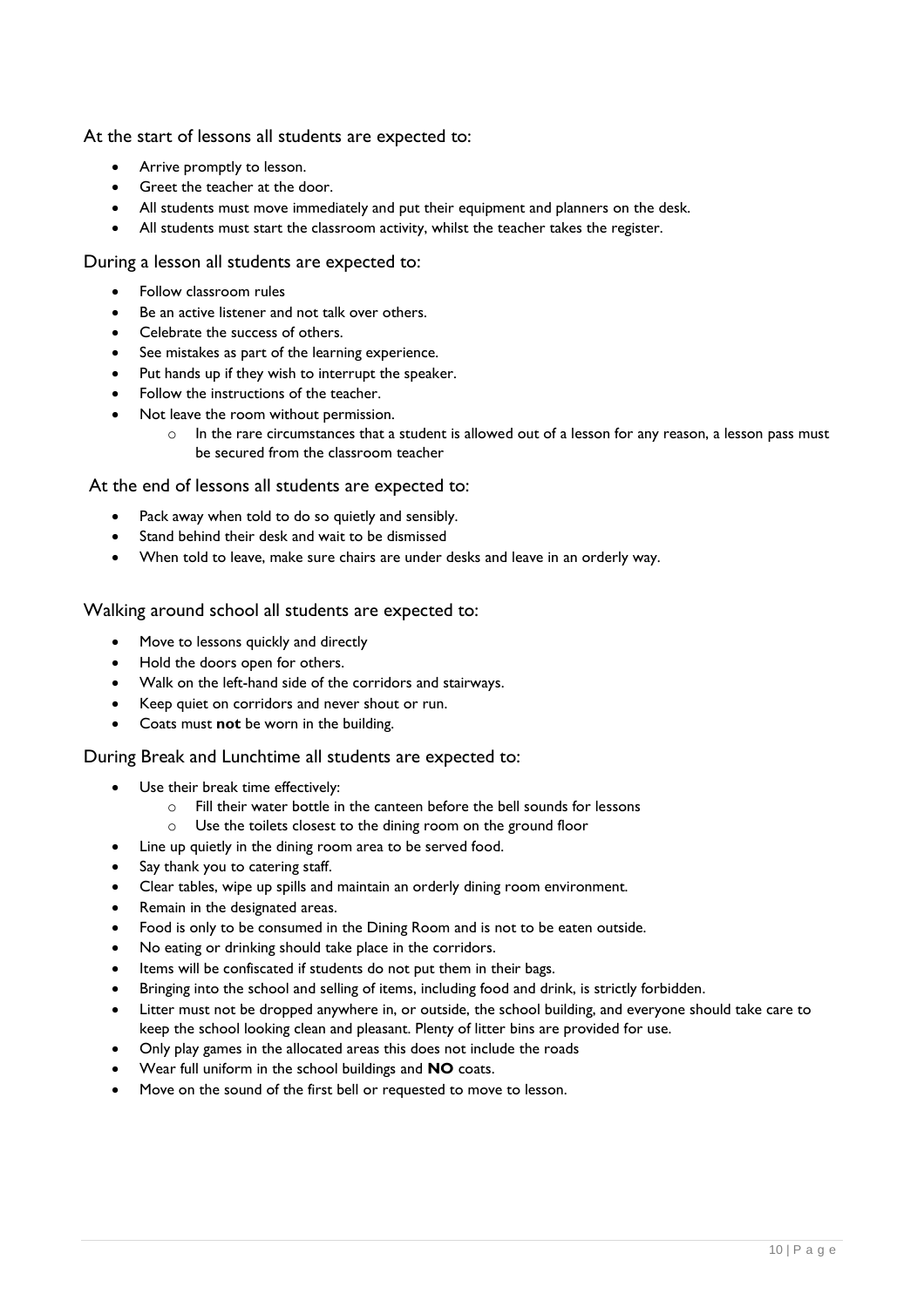### At the start of lessons all students are expected to:

- Arrive promptly to lesson.
- Greet the teacher at the door.
- All students must move immediately and put their equipment and planners on the desk.
- All students must start the classroom activity, whilst the teacher takes the register.

### During a lesson all students are expected to:

- Follow classroom rules
- Be an active listener and not talk over others.
- Celebrate the success of others.
- See mistakes as part of the learning experience.
- Put hands up if they wish to interrupt the speaker.
- Follow the instructions of the teacher.
- Not leave the room without permission.
    - In the rare circumstances that a student is allowed out of a lesson for any reason, a lesson pass must be secured from the classroom teacher

### At the end of lessons all students are expected to:

- Pack away when told to do so quietly and sensibly.
- Stand behind their desk and wait to be dismissed
- When told to leave, make sure chairs are under desks and leave in an orderly way.

### Walking around school all students are expected to:

- Move to lessons quickly and directly
- Hold the doors open for others.
- Walk on the left-hand side of the corridors and stairways.
- Keep quiet on corridors and never shout or run.
- Coats must **not** be worn in the building.

### During Break and Lunchtime all students are expected to:

- Use their break time effectively:
    - Fill their water bottle in the canteen before the bell sounds for lessons
    - Use the toilets closest to the dining room on the ground floor
- Line up quietly in the dining room area to be served food.
- Say thank you to catering staff.
- Clear tables, wipe up spills and maintain an orderly dining room environment.
- Remain in the designated areas.
- Food is only to be consumed in the Dining Room and is not to be eaten outside.
- No eating or drinking should take place in the corridors.
- Items will be confiscated if students do not put them in their bags.
- Bringing into the school and selling of items, including food and drink, is strictly forbidden.
- Litter must not be dropped anywhere in, or outside, the school building, and everyone should take care to keep the school looking clean and pleasant. Plenty of litter bins are provided for use.
- Only play games in the allocated areas this does not include the roads
- Wear full uniform in the school buildings and **NO** coats.
- Move on the sound of the first bell or requested to move to lesson.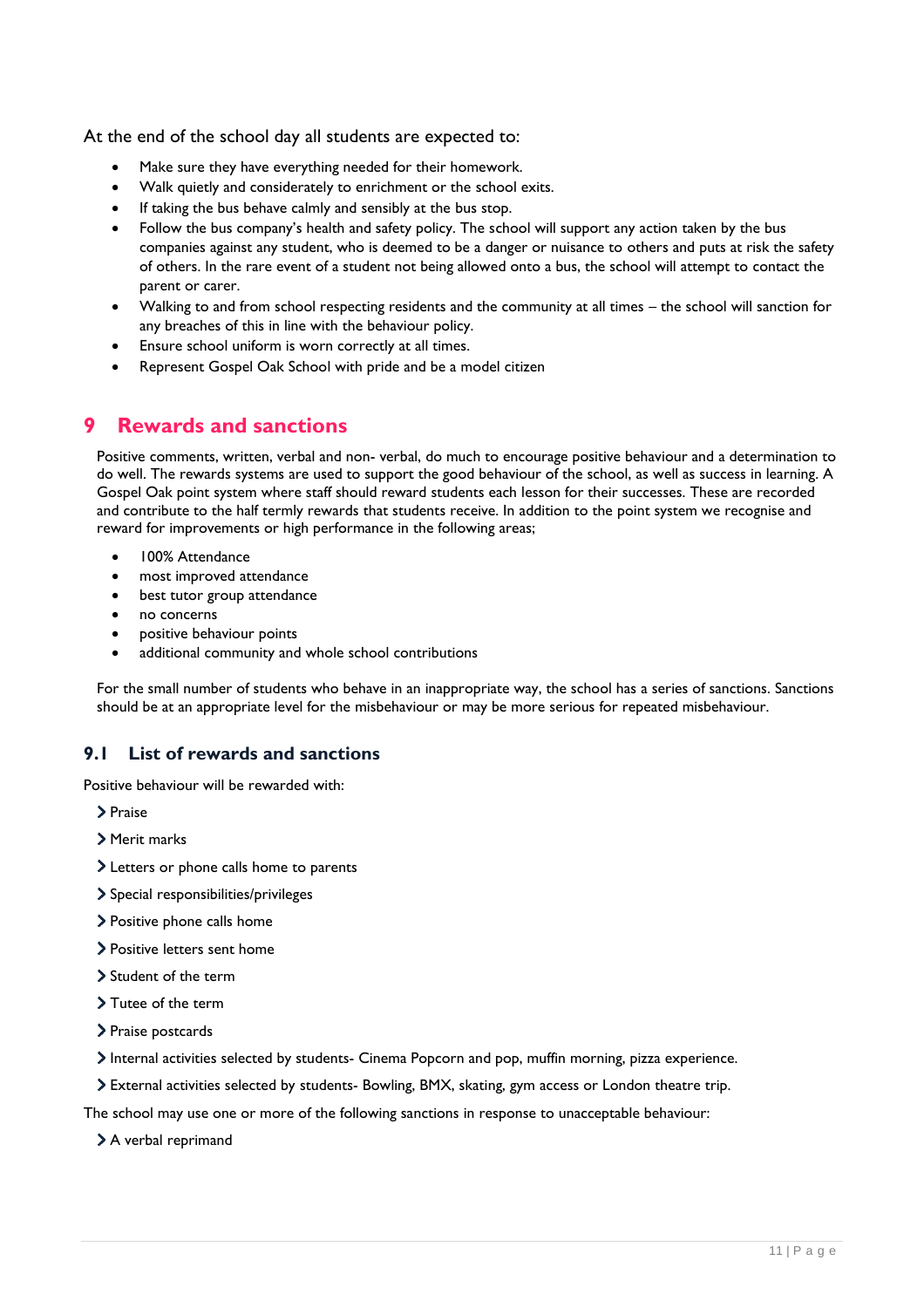At the end of the school day all students are expected to:

- Make sure they have everything needed for their homework.
- Walk quietly and considerately to enrichment or the school exits.
- If taking the bus behave calmly and sensibly at the bus stop.
- Follow the bus company's health and safety policy. The school will support any action taken by the bus companies against any student, who is deemed to be a danger or nuisance to others and puts at risk the safety of others. In the rare event of a student not being allowed onto a bus, the school will attempt to contact the parent or carer.
- Walking to and from school respecting residents and the community at all times – the school will sanction for any breaches of this in line with the behaviour policy.
- Ensure school uniform is worn correctly at all times.
- Represent Gospel Oak School with pride and be a model citizen

# 9 Rewards and sanctions

Positive comments, written, verbal and non- verbal, do much to encourage positive behaviour and a determination to do well. The rewards systems are used to support the good behaviour of the school, as well as success in learning. A Gospel Oak point system where staff should reward students each lesson for their successes. These are recorded and contribute to the half termly rewards that students receive. In addition to the point system we recognise and reward for improvements or high performance in the following areas;

- 100% Attendance
- most improved attendance
- best tutor group attendance
- no concerns
- positive behaviour points
- additional community and whole school contributions

For the small number of students who behave in an inappropriate way, the school has a series of sanctions. Sanctions should be at an appropriate level for the misbehaviour or may be more serious for repeated misbehaviour.

## 9.1 List of rewards and sanctions

Positive behaviour will be rewarded with:

- Praise
- Merit marks
- Letters or phone calls home to parents
- Special responsibilities/privileges
- Positive phone calls home
- Positive letters sent home
- Student of the term
- Tutee of the term
- Praise postcards
- Internal activities selected by students- Cinema Popcorn and pop, muffin morning, pizza experience.
- External activities selected by students- Bowling, BMX, skating, gym access or London theatre trip.

The school may use one or more of the following sanctions in response to unacceptable behaviour:

- A verbal reprimand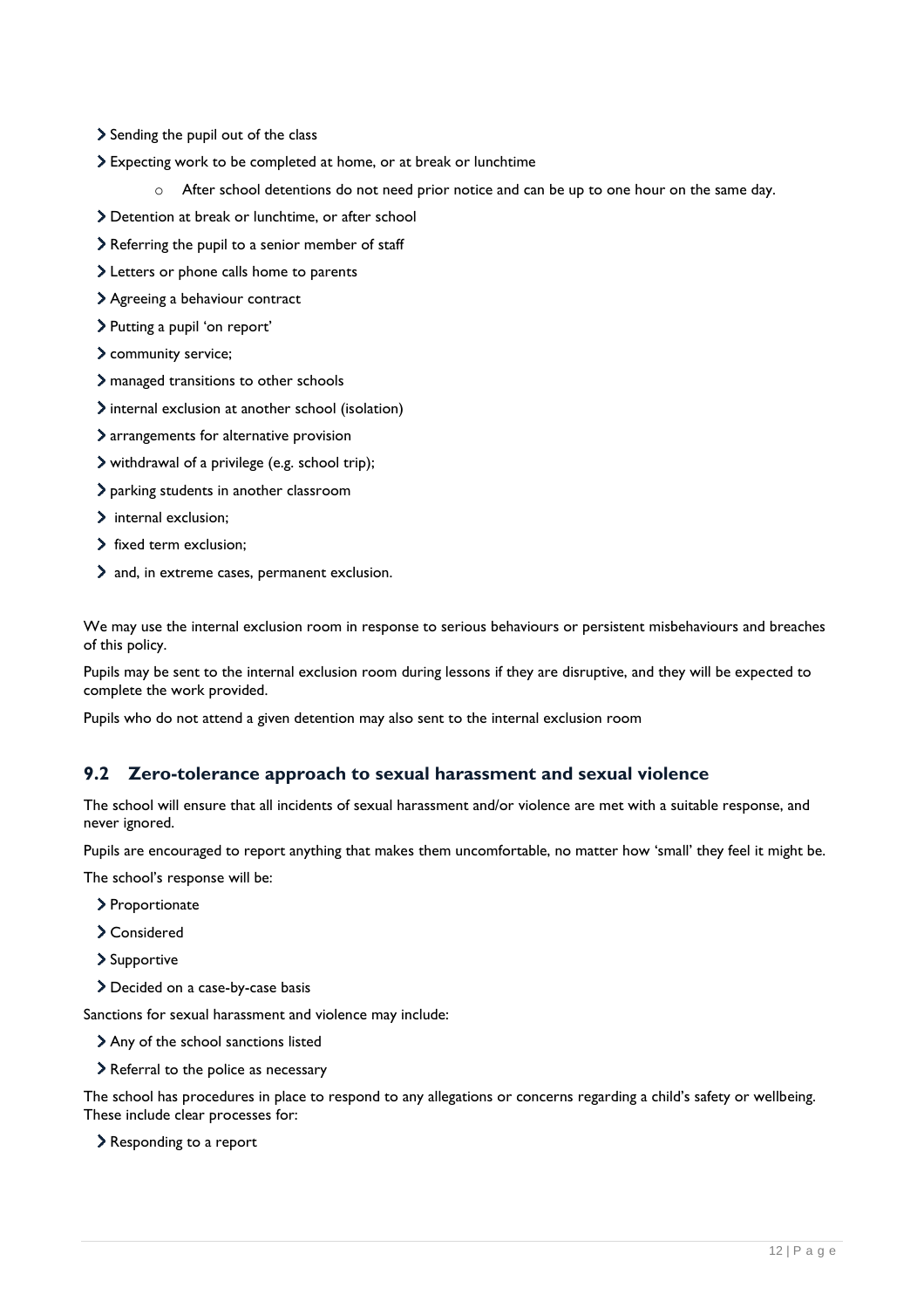- Sending the pupil out of the class
- Expecting work to be completed at home, or at break or lunchtime
    - After school detentions do not need prior notice and can be up to one hour on the same day.
- Detention at break or lunchtime, or after school
- Referring the pupil to a senior member of staff
- Letters or phone calls home to parents
- Agreeing a behaviour contract
- Putting a pupil 'on report'
- community service;
- managed transitions to other schools
- internal exclusion at another school (isolation)
- arrangements for alternative provision
- withdrawal of a privilege (e.g. school trip);
- parking students in another classroom
- internal exclusion;
- fixed term exclusion;
- and, in extreme cases, permanent exclusion.

We may use the internal exclusion room in response to serious behaviours or persistent misbehaviours and breaches of this policy.

Pupils may be sent to the internal exclusion room during lessons if they are disruptive, and they will be expected to complete the work provided.

Pupils who do not attend a given detention may also sent to the internal exclusion room

## 9.2 Zero-tolerance approach to sexual harassment and sexual violence

The school will ensure that all incidents of sexual harassment and/or violence are met with a suitable response, and never ignored.

Pupils are encouraged to report anything that makes them uncomfortable, no matter how 'small' they feel it might be.

The school's response will be:

- Proportionate
- Considered
- Supportive
- Decided on a case-by-case basis

Sanctions for sexual harassment and violence may include:

- Any of the school sanctions listed
- Referral to the police as necessary

The school has procedures in place to respond to any allegations or concerns regarding a child's safety or wellbeing. These include clear processes for:

- Responding to a report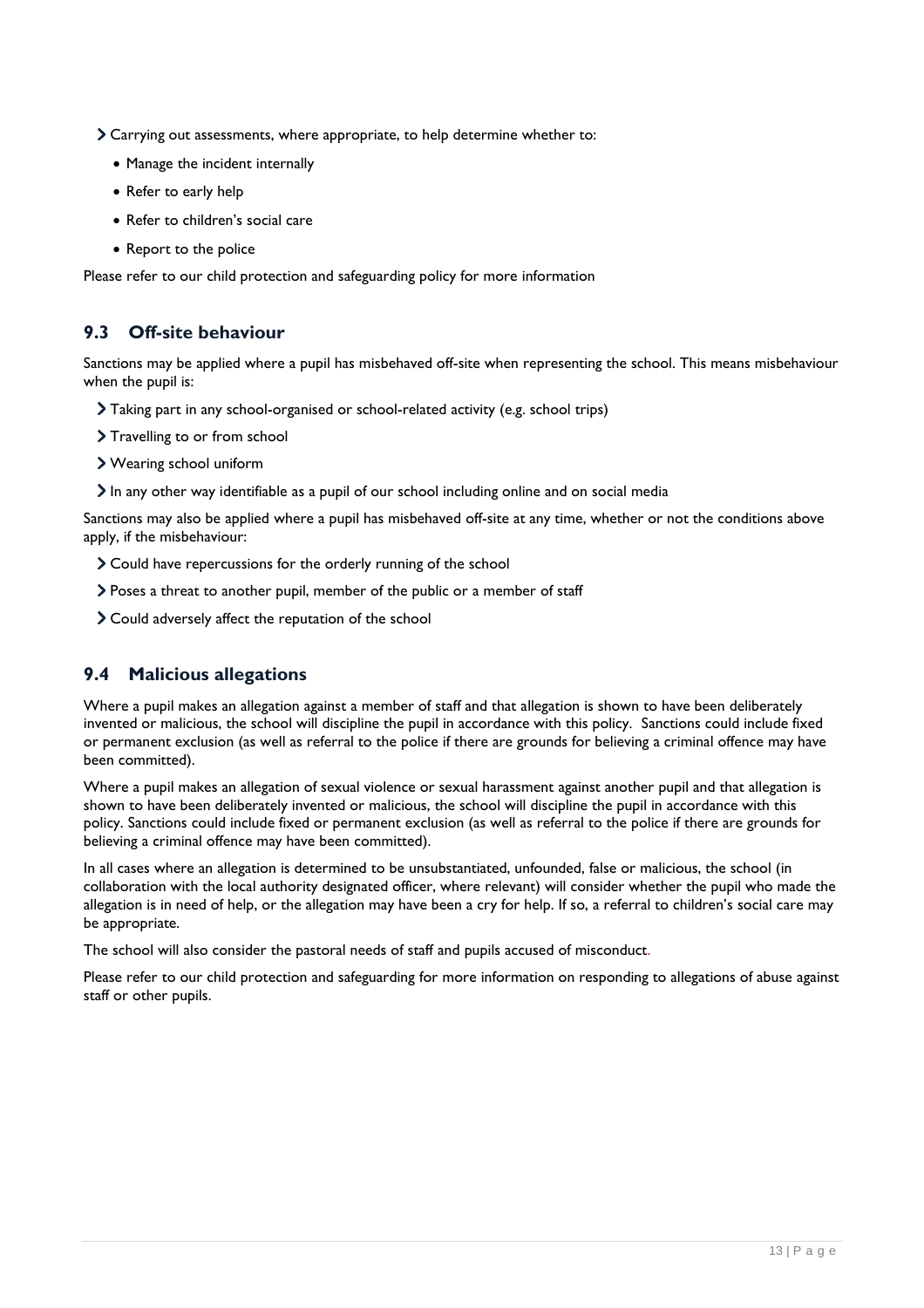- Carrying out assessments, where appropriate, to help determine whether to:
  - Manage the incident internally
  - Refer to early help
  - Refer to children's social care
  - Report to the police

Please refer to our child protection and safeguarding policy for more information

## 9.3 Off-site behaviour

Sanctions may be applied where a pupil has misbehaved off-site when representing the school. This means misbehaviour when the pupil is:

- Taking part in any school-organised or school-related activity (e.g. school trips)
- Travelling to or from school
- Wearing school uniform
- In any other way identifiable as a pupil of our school including online and on social media

Sanctions may also be applied where a pupil has misbehaved off-site at any time, whether or not the conditions above apply, if the misbehaviour:

- Could have repercussions for the orderly running of the school
- Poses a threat to another pupil, member of the public or a member of staff
- Could adversely affect the reputation of the school

## 9.4 Malicious allegations

Where a pupil makes an allegation against a member of staff and that allegation is shown to have been deliberately invented or malicious, the school will discipline the pupil in accordance with this policy. Sanctions could include fixed or permanent exclusion (as well as referral to the police if there are grounds for believing a criminal offence may have been committed).

Where a pupil makes an allegation of sexual violence or sexual harassment against another pupil and that allegation is shown to have been deliberately invented or malicious, the school will discipline the pupil in accordance with this policy. Sanctions could include fixed or permanent exclusion (as well as referral to the police if there are grounds for believing a criminal offence may have been committed).

In all cases where an allegation is determined to be unsubstantiated, unfounded, false or malicious, the school (in collaboration with the local authority designated officer, where relevant) will consider whether the pupil who made the allegation is in need of help, or the allegation may have been a cry for help. If so, a referral to children's social care may be appropriate.

The school will also consider the pastoral needs of staff and pupils accused of misconduct.

Please refer to our child protection and safeguarding for more information on responding to allegations of abuse against staff or other pupils.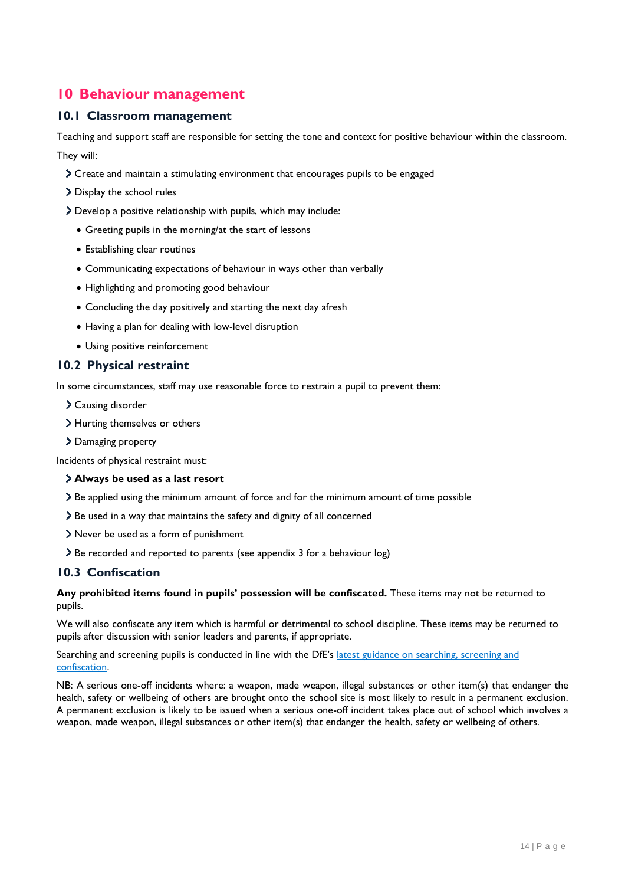# 10 Behaviour management

## 10.1 Classroom management

Teaching and support staff are responsible for setting the tone and context for positive behaviour within the classroom.

They will:

- Create and maintain a stimulating environment that encourages pupils to be engaged
- Display the school rules
- Develop a positive relationship with pupils, which may include:
  - Greeting pupils in the morning/at the start of lessons
  - Establishing clear routines
  - Communicating expectations of behaviour in ways other than verbally
  - Highlighting and promoting good behaviour
  - Concluding the day positively and starting the next day afresh
  - Having a plan for dealing with low-level disruption
  - Using positive reinforcement

## 10.2 Physical restraint

In some circumstances, staff may use reasonable force to restrain a pupil to prevent them:

- Causing disorder
- Hurting themselves or others
- Damaging property

Incidents of physical restraint must:

- **Always be used as a last resort**
- Be applied using the minimum amount of force and for the minimum amount of time possible
- Be used in a way that maintains the safety and dignity of all concerned
- Never be used as a form of punishment
- Be recorded and reported to parents (see appendix 3 for a behaviour log)

## 10.3 Confiscation

**Any prohibited items found in pupils' possession will be confiscated.** These items may not be returned to pupils.

We will also confiscate any item which is harmful or detrimental to school discipline. These items may be returned to pupils after discussion with senior leaders and parents, if appropriate.

Searching and screening pupils is conducted in line with the DfE's [latest guidance on searching, screening and confiscation](latest guidance on searching, screening and confiscation).

NB: A serious one-off incidents where: a weapon, made weapon, illegal substances or other item(s) that endanger the health, safety or wellbeing of others are brought onto the school site is most likely to result in a permanent exclusion. A permanent exclusion is likely to be issued when a serious one-off incident takes place out of school which involves a weapon, made weapon, illegal substances or other item(s) that endanger the health, safety or wellbeing of others.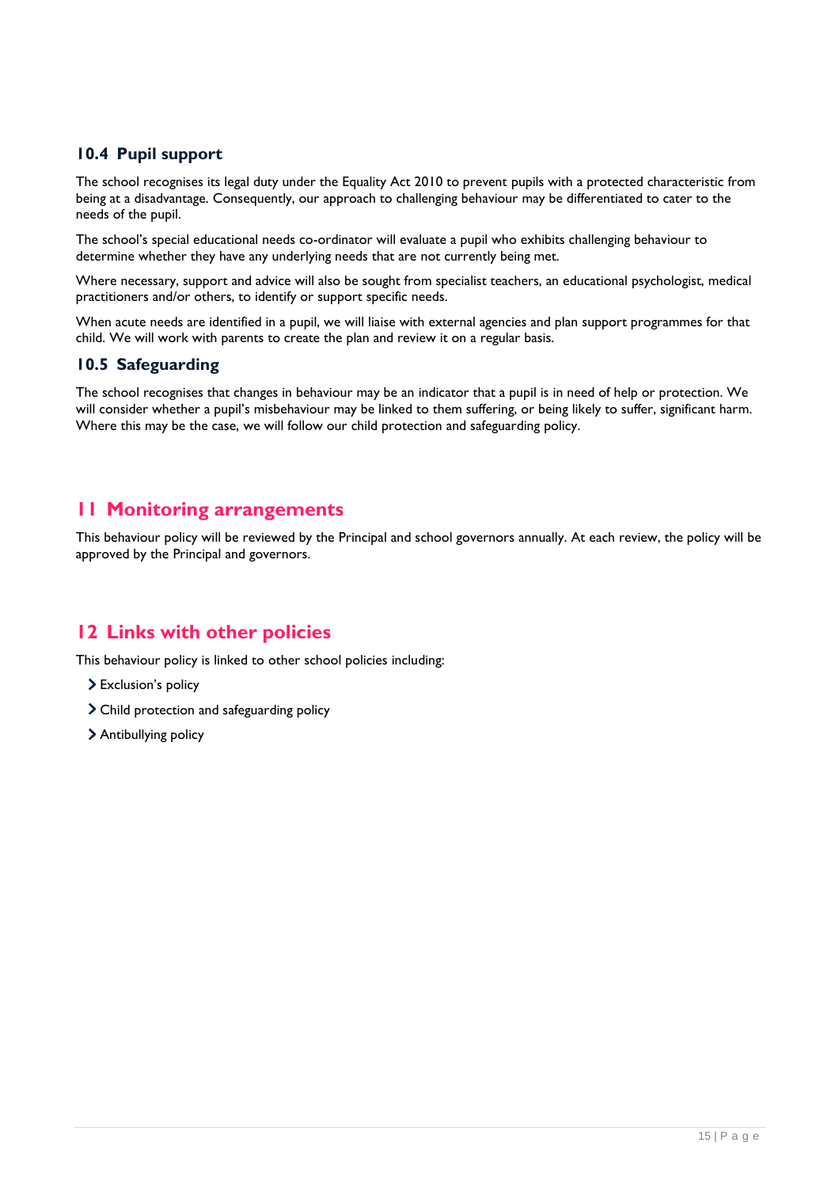### 10.4 Pupil support

The school recognises its legal duty under the Equality Act 2010 to prevent pupils with a protected characteristic from being at a disadvantage. Consequently, our approach to challenging behaviour may be differentiated to cater to the needs of the pupil.

The school's special educational needs co-ordinator will evaluate a pupil who exhibits challenging behaviour to determine whether they have any underlying needs that are not currently being met.

Where necessary, support and advice will also be sought from specialist teachers, an educational psychologist, medical practitioners and/or others, to identify or support specific needs.

When acute needs are identified in a pupil, we will liaise with external agencies and plan support programmes for that child. We will work with parents to create the plan and review it on a regular basis.

### 10.5 Safeguarding

The school recognises that changes in behaviour may be an indicator that a pupil is in need of help or protection. We will consider whether a pupil's misbehaviour may be linked to them suffering, or being likely to suffer, significant harm. Where this may be the case, we will follow our child protection and safeguarding policy.

## 11 Monitoring arrangements

This behaviour policy will be reviewed by the Principal and school governors annually. At each review, the policy will be approved by the Principal and governors.

## 12 Links with other policies

This behaviour policy is linked to other school policies including:

- Exclusion's policy
- Child protection and safeguarding policy
- Antibullying policy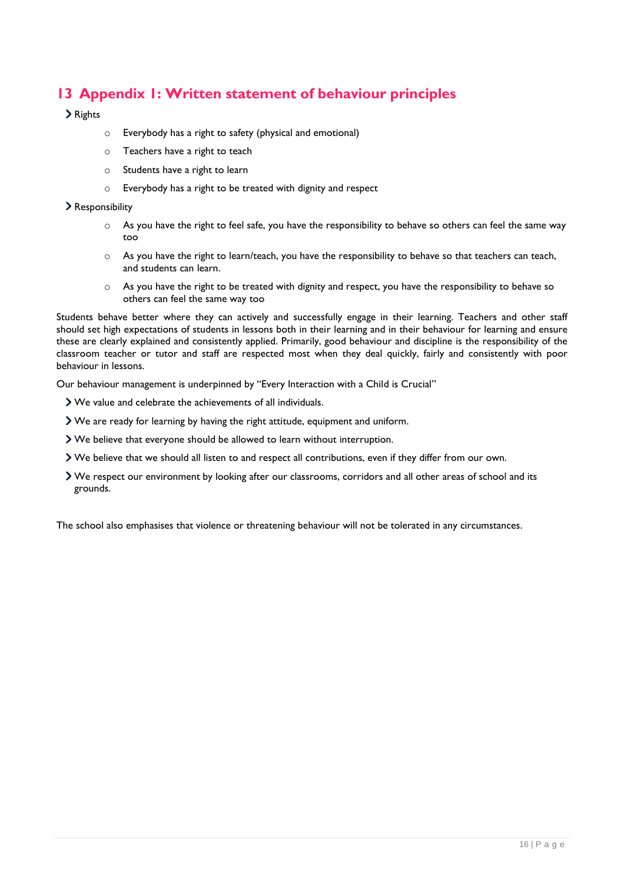## 13 Appendix 1: Written statement of behaviour principles

- Rights
  - Everybody has a right to safety (physical and emotional)
  - Teachers have a right to teach
  - Students have a right to learn
  - Everybody has a right to be treated with dignity and respect
- Responsibility
  - As you have the right to feel safe, you have the responsibility to behave so others can feel the same way too
  - As you have the right to learn/teach, you have the responsibility to behave so that teachers can teach, and students can learn.
  - As you have the right to be treated with dignity and respect, you have the responsibility to behave so others can feel the same way too

Students behave better where they can actively and successfully engage in their learning. Teachers and other staff should set high expectations of students in lessons both in their learning and in their behaviour for learning and ensure these are clearly explained and consistently applied. Primarily, good behaviour and discipline is the responsibility of the classroom teacher or tutor and staff are respected most when they deal quickly, fairly and consistently with poor behaviour in lessons.

Our behaviour management is underpinned by "Every Interaction with a Child is Crucial"

- We value and celebrate the achievements of all individuals.
- We are ready for learning by having the right attitude, equipment and uniform.
- We believe that everyone should be allowed to learn without interruption.
- We believe that we should all listen to and respect all contributions, even if they differ from our own.
- We respect our environment by looking after our classrooms, corridors and all other areas of school and its grounds.

The school also emphasises that violence or threatening behaviour will not be tolerated in any circumstances.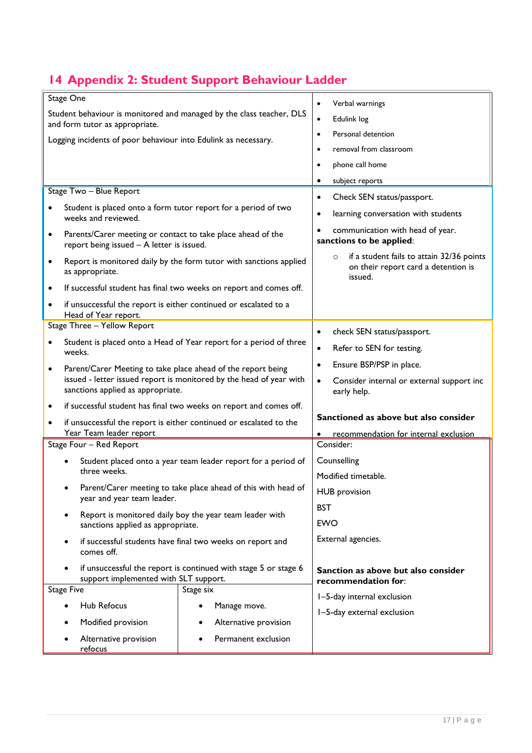# 14 Appendix 2: Student Support Behaviour Ladder

| | |
|---|---|
| Stage One<br><br>Student behaviour is monitored and managed by the class teacher, DLS and form tutor as appropriate.<br><br>Logging incidents of poor behaviour into Edulink as necessary. | • Verbal warnings<br>• Edulink log<br>• Personal detention<br>• removal from classroom<br>• phone call home<br>• subject reports |
| Stage Two – Blue Report<br><br>• Student is placed onto a form tutor report for a period of two weeks and reviewed.<br>• Parents/Carer meeting or contact to take place ahead of the report being issued – A letter is issued.<br>• Report is monitored daily by the form tutor with sanctions applied as appropriate.<br>• If successful student has final two weeks on report and comes off.<br>• if unsuccessful the report is either continued or escalated to a Head of Year report. | • Check SEN status/passport.<br>• learning conversation with students<br>• communication with head of year.<br><br>**sanctions to be applied**:<br><br>○ if a student fails to attain 32/36 points on their report card a detention is issued. |
| Stage Three – Yellow Report<br><br>• Student is placed onto a Head of Year report for a period of three weeks.<br>• Parent/Carer Meeting to take place ahead of the report being issued - letter issued report is monitored by the head of year with sanctions applied as appropriate.<br>• if successful student has final two weeks on report and comes off.<br>• if unsuccessful the report is either continued or escalated to the Year Team leader report | • check SEN status/passport.<br>• Refer to SEN for testing.<br>• Ensure BSP/PSP in place.<br>• Consider internal or external support inc early help.<br><br>**Sanctioned as above but also consider**<br><br>• recommendation for internal exclusion |
| Stage Four – Red Report<br><br>• Student placed onto a year team leader report for a period of three weeks.<br>• Parent/Carer meeting to take place ahead of this with head of year and year team leader.<br>• Report is monitored daily boy the year team leader with sanctions applied as appropriate.<br>• if successful students have final two weeks on report and comes off.<br>• if unsuccessful the report is continued with stage 5 or stage 6 support implemented with SLT support.<br><br>Stage Five<br>• Hub Refocus<br>• Modified provision<br>• Alternative provision refocus<br><br>Stage six<br>• Manage move.<br>• Alternative provision<br>• Permanent exclusion | Consider:<br><br>Counselling<br><br>Modified timetable.<br><br>HUB provision<br><br>BST<br><br>EWO<br><br>External agencies.<br><br>**Sanction as above but also consider recommendation for**:<br><br>1–5-day internal exclusion<br><br>1–5-day external exclusion |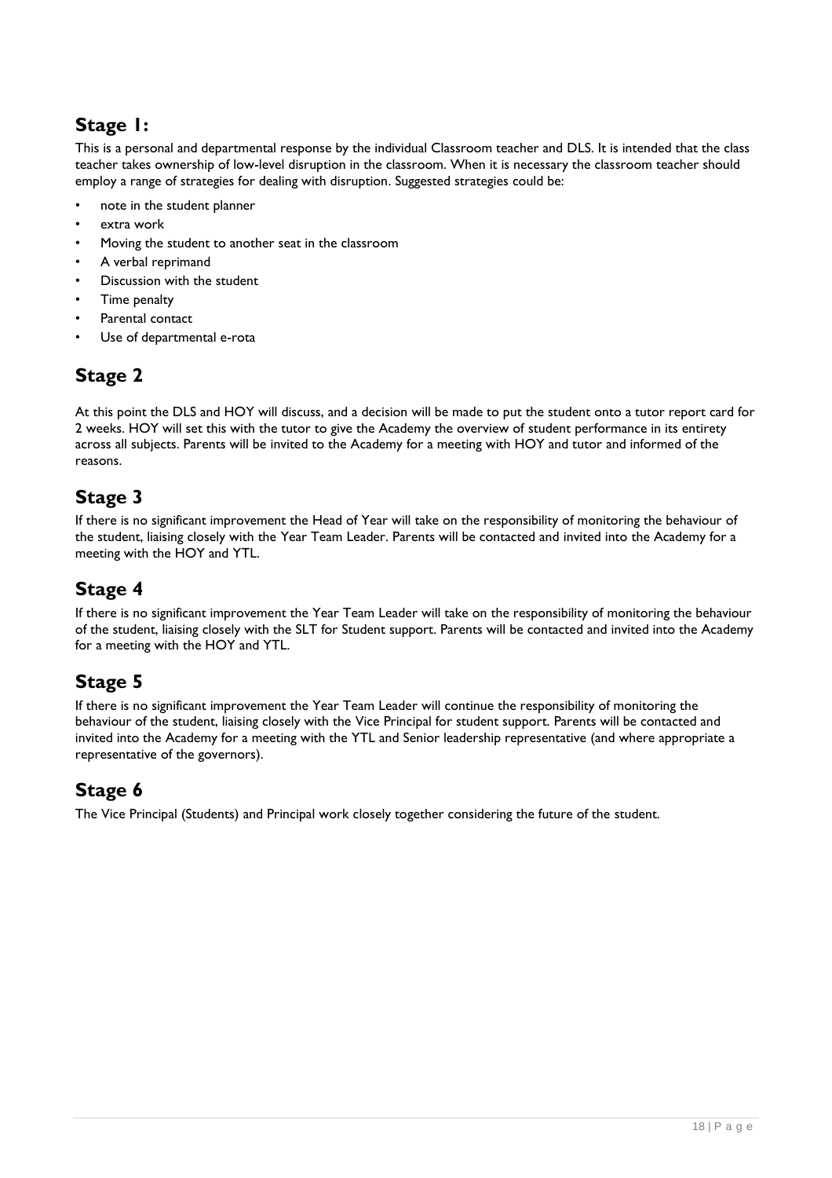## Stage 1:

This is a personal and departmental response by the individual Classroom teacher and DLS. It is intended that the class teacher takes ownership of low-level disruption in the classroom. When it is necessary the classroom teacher should employ a range of strategies for dealing with disruption. Suggested strategies could be:

- note in the student planner
- extra work
- Moving the student to another seat in the classroom
- A verbal reprimand
- Discussion with the student
- Time penalty
- Parental contact
- Use of departmental e-rota

## Stage 2

At this point the DLS and HOY will discuss, and a decision will be made to put the student onto a tutor report card for 2 weeks. HOY will set this with the tutor to give the Academy the overview of student performance in its entirety across all subjects. Parents will be invited to the Academy for a meeting with HOY and tutor and informed of the reasons.

## Stage 3

If there is no significant improvement the Head of Year will take on the responsibility of monitoring the behaviour of the student, liaising closely with the Year Team Leader. Parents will be contacted and invited into the Academy for a meeting with the HOY and YTL.

## Stage 4

If there is no significant improvement the Year Team Leader will take on the responsibility of monitoring the behaviour of the student, liaising closely with the SLT for Student support. Parents will be contacted and invited into the Academy for a meeting with the HOY and YTL.

## Stage 5

If there is no significant improvement the Year Team Leader will continue the responsibility of monitoring the behaviour of the student, liaising closely with the Vice Principal for student support. Parents will be contacted and invited into the Academy for a meeting with the YTL and Senior leadership representative (and where appropriate a representative of the governors).

## Stage 6

The Vice Principal (Students) and Principal work closely together considering the future of the student.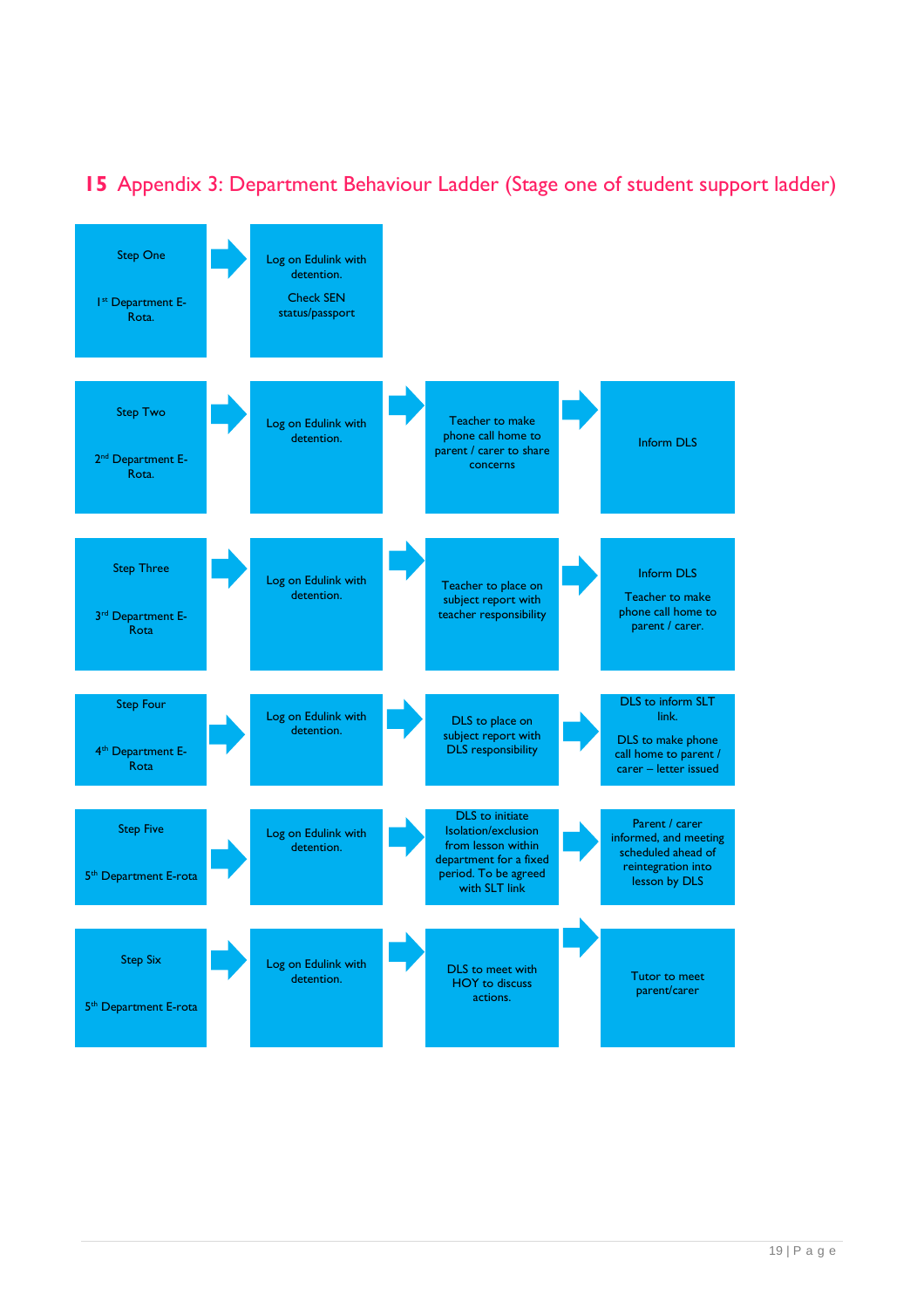## 15 Appendix 3: Department Behaviour Ladder (Stage one of student support ladder)

| | | | |
|---|---|---|---|
| Step One<br><br>1st Department E-Rota. | Log on Edulink with detention.<br><br>Check SEN status/passport | | |
| Step Two<br><br>2nd Department E-Rota. | Log on Edulink with detention. | Teacher to make phone call home to parent / carer to share concerns | Inform DLS |
| Step Three<br><br>3rd Department E-Rota | Log on Edulink with detention. | Teacher to place on subject report with teacher responsibility | Inform DLS<br><br>Teacher to make phone call home to parent / carer. |
| Step Four<br><br>4th Department E-Rota | Log on Edulink with detention. | DLS to place on subject report with DLS responsibility | DLS to inform SLT link.<br><br>DLS to make phone call home to parent / carer – letter issued |
| Step Five<br><br>5th Department E-rota | Log on Edulink with detention. | DLS to initiate Isolation/exclusion from lesson within department for a fixed period. To be agreed with SLT link | Parent / carer informed, and meeting scheduled ahead of reintegration into lesson by DLS |
| Step Six<br><br>5th Department E-rota | Log on Edulink with detention. | DLS to meet with HOY to discuss actions. | Tutor to meet parent/carer |